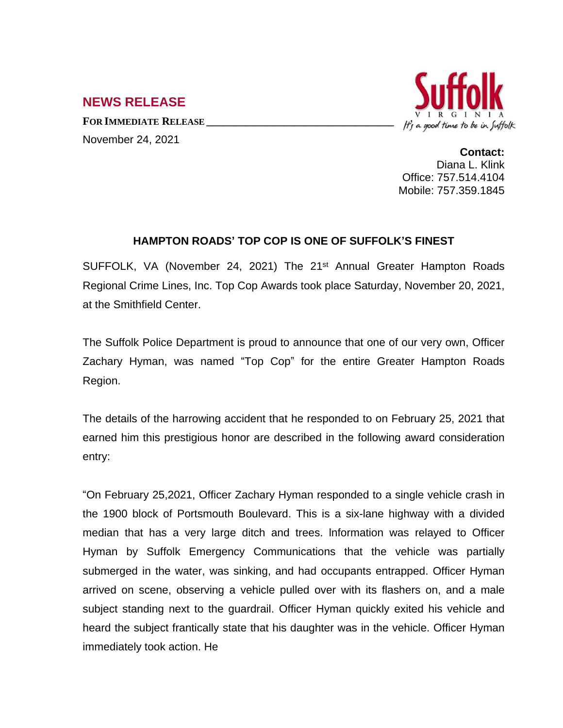## NEWS RELEASE

**FOR IMMEDIATE RELEASE**

November 24, 2021

Suffolk
VIRGINIA
*It's a good time to be in Suffolk*

**Contact:**
Diana L. Klink
Office: 757.514.4104
Mobile: 757.359.1845

### HAMPTON ROADS' TOP COP IS ONE OF SUFFOLK'S FINEST

SUFFOLK, VA (November 24, 2021) The 21st Annual Greater Hampton Roads Regional Crime Lines, Inc. Top Cop Awards took place Saturday, November 20, 2021, at the Smithfield Center.

The Suffolk Police Department is proud to announce that one of our very own, Officer Zachary Hyman, was named "Top Cop" for the entire Greater Hampton Roads Region.

The details of the harrowing accident that he responded to on February 25, 2021 that earned him this prestigious honor are described in the following award consideration entry:

"On February 25,2021, Officer Zachary Hyman responded to a single vehicle crash in the 1900 block of Portsmouth Boulevard. This is a six-lane highway with a divided median that has a very large ditch and trees. Information was relayed to Officer Hyman by Suffolk Emergency Communications that the vehicle was partially submerged in the water, was sinking, and had occupants entrapped. Officer Hyman arrived on scene, observing a vehicle pulled over with its flashers on, and a male subject standing next to the guardrail. Officer Hyman quickly exited his vehicle and heard the subject frantically state that his daughter was in the vehicle. Officer Hyman immediately took action. He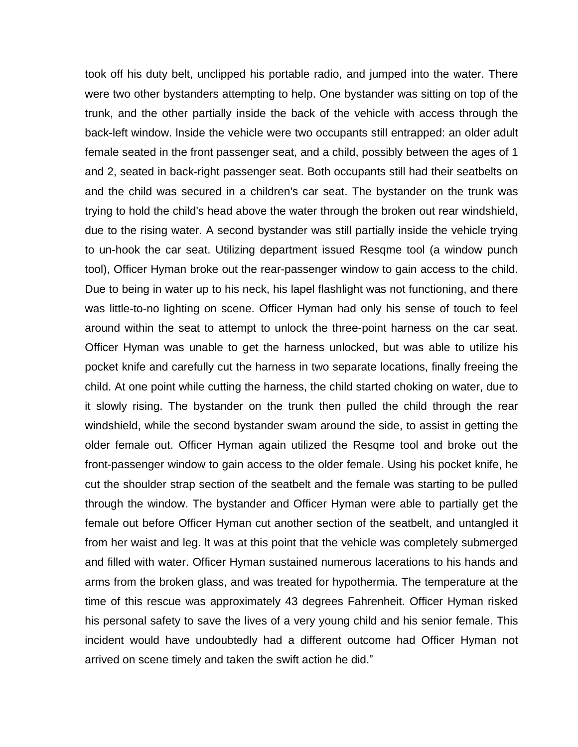took off his duty belt, unclipped his portable radio, and jumped into the water. There were two other bystanders attempting to help. One bystander was sitting on top of the trunk, and the other partially inside the back of the vehicle with access through the back-left window. lnside the vehicle were two occupants still entrapped: an older adult female seated in the front passenger seat, and a child, possibly between the ages of 1 and 2, seated in back-right passenger seat. Both occupants still had their seatbelts on and the child was secured in a children's car seat. The bystander on the trunk was trying to hold the child's head above the water through the broken out rear windshield, due to the rising water. A second bystander was still partially inside the vehicle trying to un-hook the car seat. Utilizing department issued Resqme tool (a window punch tool), Officer Hyman broke out the rear-passenger window to gain access to the child. Due to being in water up to his neck, his lapel flashlight was not functioning, and there was little-to-no lighting on scene. Officer Hyman had only his sense of touch to feel around within the seat to attempt to unlock the three-point harness on the car seat. Officer Hyman was unable to get the harness unlocked, but was able to utilize his pocket knife and carefully cut the harness in two separate locations, finally freeing the child. At one point while cutting the harness, the child started choking on water, due to it slowly rising. The bystander on the trunk then pulled the child through the rear windshield, while the second bystander swam around the side, to assist in getting the older female out. Officer Hyman again utilized the Resqme tool and broke out the front-passenger window to gain access to the older female. Using his pocket knife, he cut the shoulder strap section of the seatbelt and the female was starting to be pulled through the window. The bystander and Officer Hyman were able to partially get the female out before Officer Hyman cut another section of the seatbelt, and untangled it from her waist and leg. lt was at this point that the vehicle was completely submerged and filled with water. Officer Hyman sustained numerous lacerations to his hands and arms from the broken glass, and was treated for hypothermia. The temperature at the time of this rescue was approximately 43 degrees Fahrenheit. Officer Hyman risked his personal safety to save the lives of a very young child and his senior female. This incident would have undoubtedly had a different outcome had Officer Hyman not arrived on scene timely and taken the swift action he did."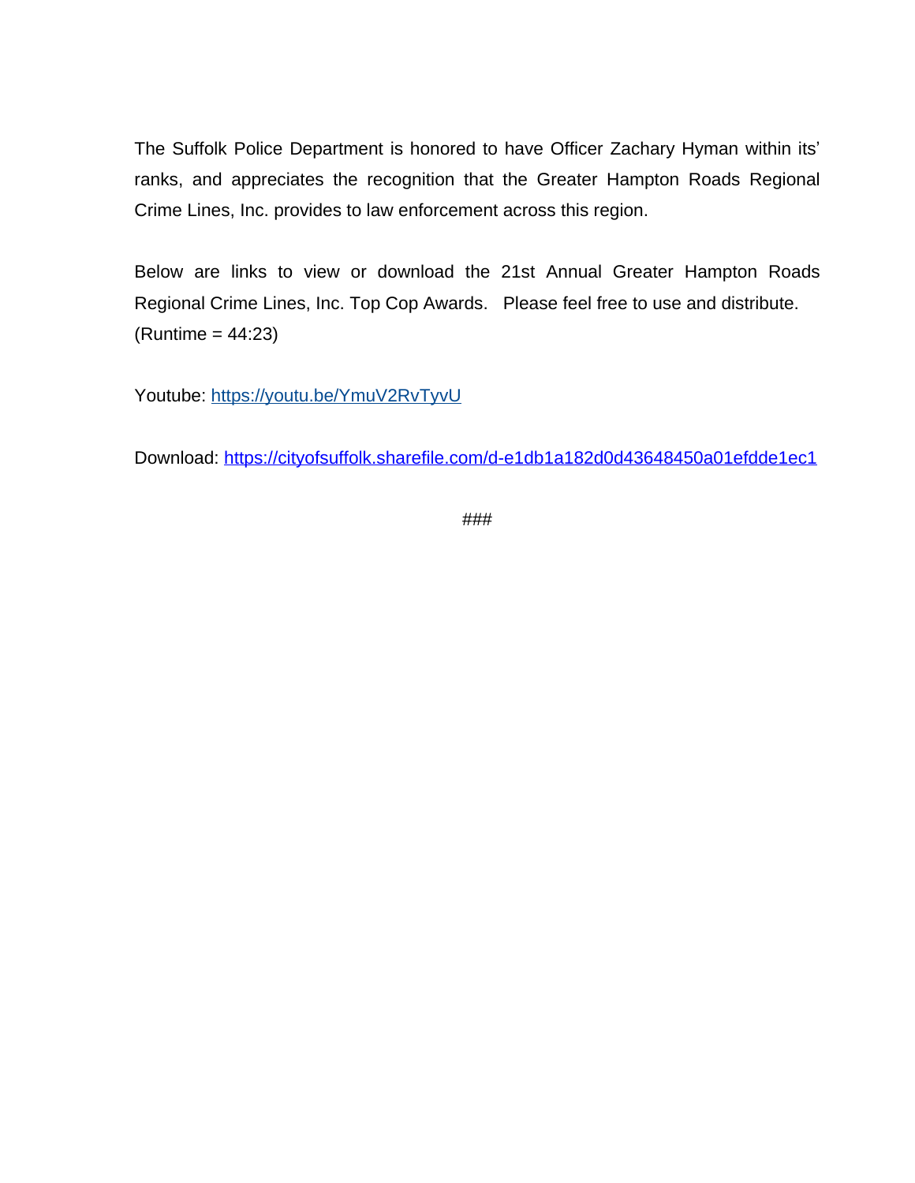The Suffolk Police Department is honored to have Officer Zachary Hyman within its' ranks, and appreciates the recognition that the Greater Hampton Roads Regional Crime Lines, Inc. provides to law enforcement across this region.

Below are links to view or download the 21st Annual Greater Hampton Roads Regional Crime Lines, Inc. Top Cop Awards. Please feel free to use and distribute. (Runtime = 44:23)

Youtube: https://youtu.be/YmuV2RvTyvU

Download: https://cityofsuffolk.sharefile.com/d-e1db1a182d0d43648450a01efdde1ec1

###